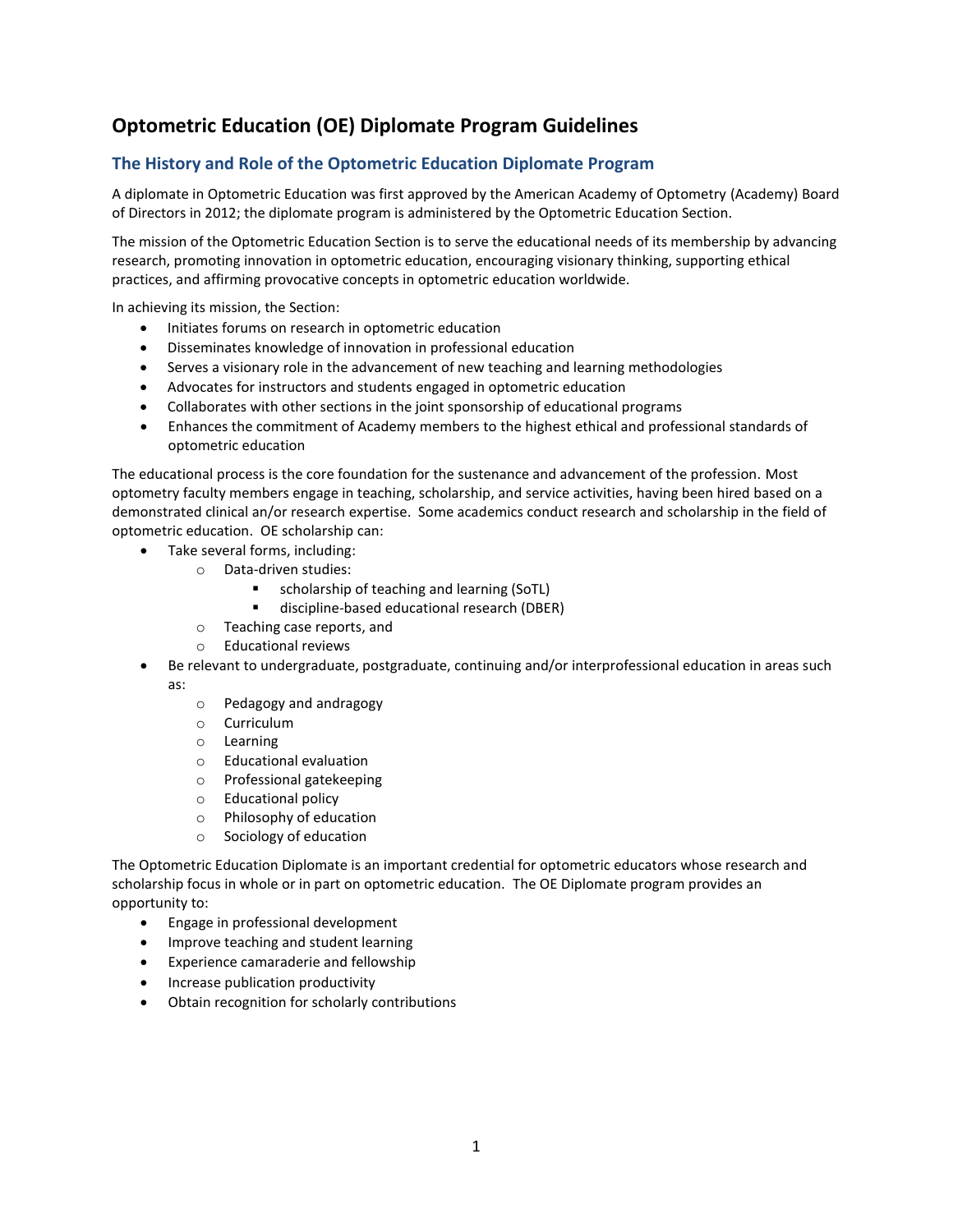# Optometric Education (OE) Diplomate Program Guidelines

## The History and Role of the Optometric Education Diplomate Program

A diplomate in Optometric Education was first approved by the American Academy of Optometry (Academy) Board of Directors in 2012; the diplomate program is administered by the Optometric Education Section.

The mission of the Optometric Education Section is to serve the educational needs of its membership by advancing research, promoting innovation in optometric education, encouraging visionary thinking, supporting ethical practices, and affirming provocative concepts in optometric education worldwide.

In achieving its mission, the Section:

- Initiates forums on research in optometric education
- Disseminates knowledge of innovation in professional education
- Serves a visionary role in the advancement of new teaching and learning methodologies
- Advocates for instructors and students engaged in optometric education
- Collaborates with other sections in the joint sponsorship of educational programs
- Enhances the commitment of Academy members to the highest ethical and professional standards of optometric education

The educational process is the core foundation for the sustenance and advancement of the profession. Most optometry faculty members engage in teaching, scholarship, and service activities, having been hired based on a demonstrated clinical an/or research expertise. Some academics conduct research and scholarship in the field of optometric education. OE scholarship can:

- Take several forms, including:
  - Data-driven studies:
    - scholarship of teaching and learning (SoTL)
    - discipline-based educational research (DBER)
  - Teaching case reports, and
  - Educational reviews
- Be relevant to undergraduate, postgraduate, continuing and/or interprofessional education in areas such as:
  - Pedagogy and andragogy
  - Curriculum
  - Learning
  - Educational evaluation
  - Professional gatekeeping
  - Educational policy
  - Philosophy of education
  - Sociology of education

The Optometric Education Diplomate is an important credential for optometric educators whose research and scholarship focus in whole or in part on optometric education. The OE Diplomate program provides an opportunity to:

- Engage in professional development
- Improve teaching and student learning
- Experience camaraderie and fellowship
- Increase publication productivity
- Obtain recognition for scholarly contributions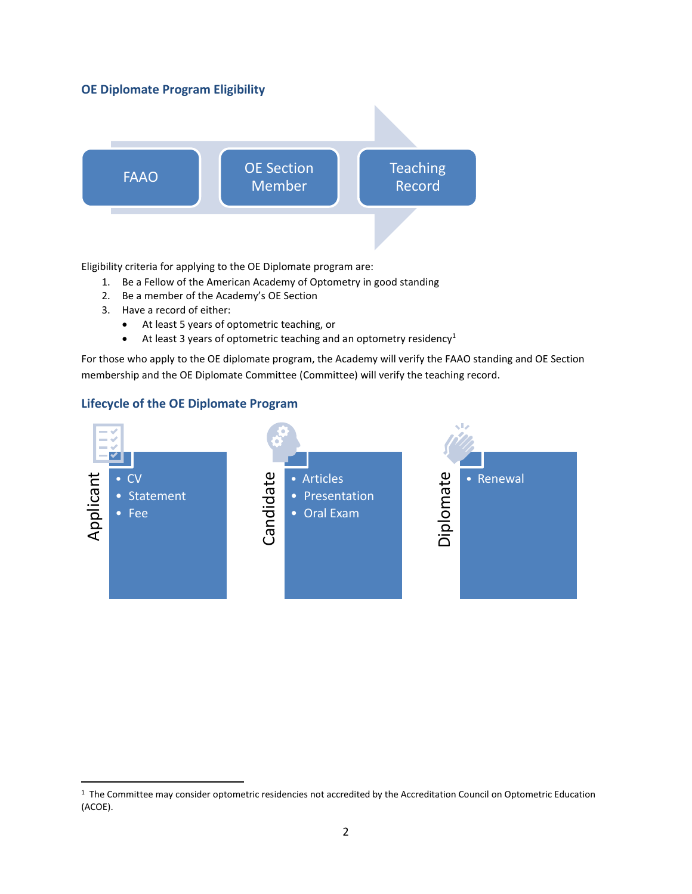## OE Diplomate Program Eligibility

FAAO → OE Section Member → Teaching Record

Eligibility criteria for applying to the OE Diplomate program are:

1. Be a Fellow of the American Academy of Optometry in good standing
2. Be a member of the Academy's OE Section
3. Have a record of either:
   - At least 5 years of optometric teaching, or
   - At least 3 years of optometric teaching and an optometry residency[1]

For those who apply to the OE diplomate program, the Academy will verify the FAAO standing and OE Section membership and the OE Diplomate Committee (Committee) will verify the teaching record.

## Lifecycle of the OE Diplomate Program

**Applicant**
- CV
- Statement
- Fee

**Candidate**
- Articles
- Presentation
- Oral Exam

**Diplomate**
- Renewal

---

[1] The Committee may consider optometric residencies not accredited by the Accreditation Council on Optometric Education (ACOE).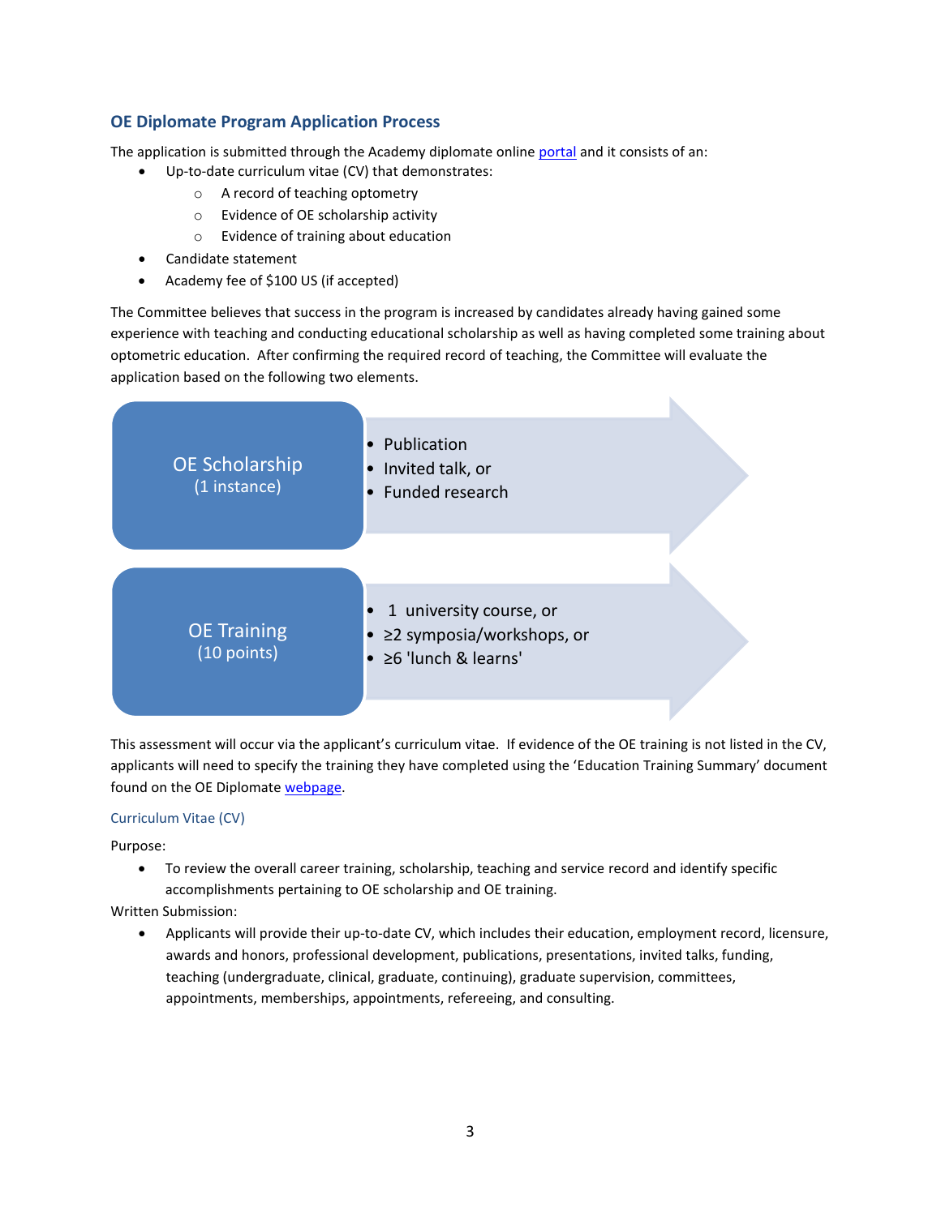## OE Diplomate Program Application Process

The application is submitted through the Academy diplomate online portal and it consists of an:

- Up-to-date curriculum vitae (CV) that demonstrates:
  - A record of teaching optometry
  - Evidence of OE scholarship activity
  - Evidence of training about education
- Candidate statement
- Academy fee of $100 US (if accepted)

The Committee believes that success in the program is increased by candidates already having gained some experience with teaching and conducting educational scholarship as well as having completed some training about optometric education. After confirming the required record of teaching, the Committee will evaluate the application based on the following two elements.

**OE Scholarship** (1 instance)

- Publication
- Invited talk, or
- Funded research

**OE Training** (10 points)

- 1 university course, or
- ≥2 symposia/workshops, or
- ≥6 'lunch & learns'

This assessment will occur via the applicant's curriculum vitae. If evidence of the OE training is not listed in the CV, applicants will need to specify the training they have completed using the 'Education Training Summary' document found on the OE Diplomate webpage.

### Curriculum Vitae (CV)

Purpose:

- To review the overall career training, scholarship, teaching and service record and identify specific accomplishments pertaining to OE scholarship and OE training.

Written Submission:

- Applicants will provide their up-to-date CV, which includes their education, employment record, licensure, awards and honors, professional development, publications, presentations, invited talks, funding, teaching (undergraduate, clinical, graduate, continuing), graduate supervision, committees, appointments, memberships, appointments, refereeing, and consulting.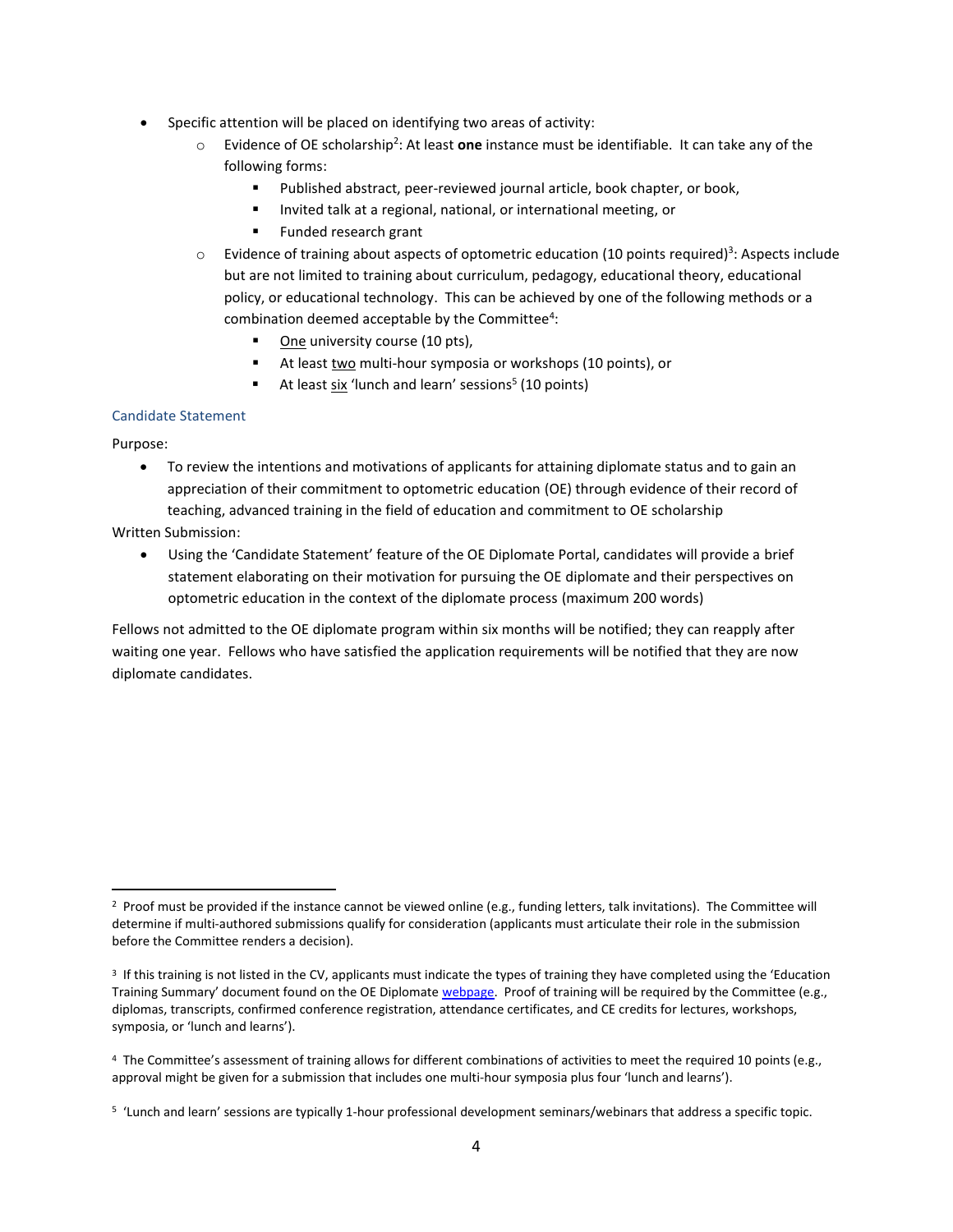- Specific attention will be placed on identifying two areas of activity:
  - Evidence of OE scholarship[2]: At least **one** instance must be identifiable. It can take any of the following forms:
    - Published abstract, peer-reviewed journal article, book chapter, or book,
    - Invited talk at a regional, national, or international meeting, or
    - Funded research grant
  - Evidence of training about aspects of optometric education (10 points required)[3]: Aspects include but are not limited to training about curriculum, pedagogy, educational theory, educational policy, or educational technology. This can be achieved by one of the following methods or a combination deemed acceptable by the Committee[4]:
    - One university course (10 pts),
    - At least two multi-hour symposia or workshops (10 points), or
    - At least six 'lunch and learn' sessions[5] (10 points)

### Candidate Statement

Purpose:

- To review the intentions and motivations of applicants for attaining diplomate status and to gain an appreciation of their commitment to optometric education (OE) through evidence of their record of teaching, advanced training in the field of education and commitment to OE scholarship

Written Submission:

- Using the 'Candidate Statement' feature of the OE Diplomate Portal, candidates will provide a brief statement elaborating on their motivation for pursuing the OE diplomate and their perspectives on optometric education in the context of the diplomate process (maximum 200 words)

Fellows not admitted to the OE diplomate program within six months will be notified; they can reapply after waiting one year. Fellows who have satisfied the application requirements will be notified that they are now diplomate candidates.

---

[2] Proof must be provided if the instance cannot be viewed online (e.g., funding letters, talk invitations). The Committee will determine if multi-authored submissions qualify for consideration (applicants must articulate their role in the submission before the Committee renders a decision).

[3] If this training is not listed in the CV, applicants must indicate the types of training they have completed using the 'Education Training Summary' document found on the OE Diplomate webpage. Proof of training will be required by the Committee (e.g., diplomas, transcripts, confirmed conference registration, attendance certificates, and CE credits for lectures, workshops, symposia, or 'lunch and learns').

[4] The Committee's assessment of training allows for different combinations of activities to meet the required 10 points (e.g., approval might be given for a submission that includes one multi-hour symposia plus four 'lunch and learns').

[5] 'Lunch and learn' sessions are typically 1-hour professional development seminars/webinars that address a specific topic.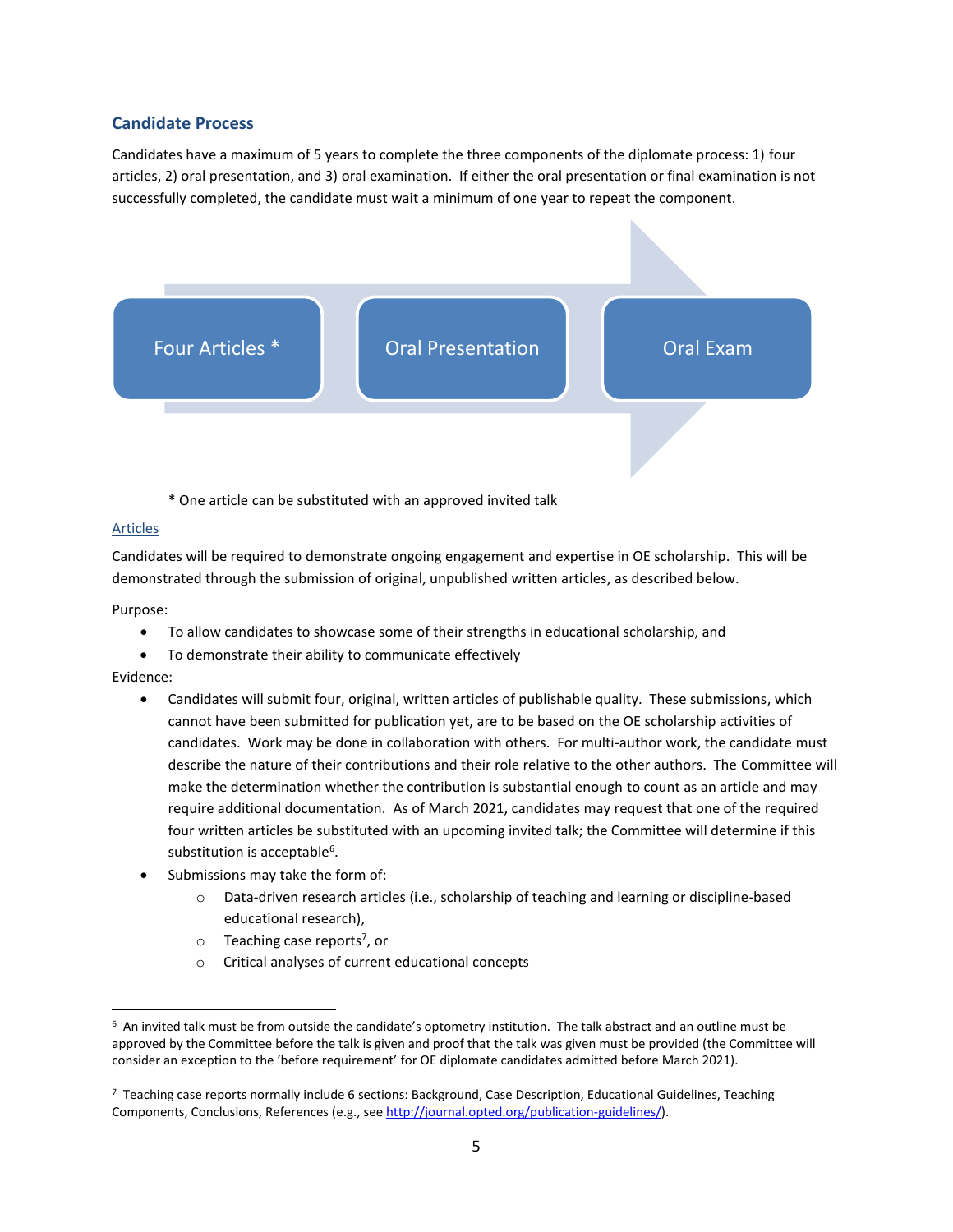## Candidate Process

Candidates have a maximum of 5 years to complete the three components of the diplomate process: 1) four articles, 2) oral presentation, and 3) oral examination. If either the oral presentation or final examination is not successfully completed, the candidate must wait a minimum of one year to repeat the component.

Four Articles * → Oral Presentation → Oral Exam

\* One article can be substituted with an approved invited talk

### Articles

Candidates will be required to demonstrate ongoing engagement and expertise in OE scholarship. This will be demonstrated through the submission of original, unpublished written articles, as described below.

Purpose:

- To allow candidates to showcase some of their strengths in educational scholarship, and
- To demonstrate their ability to communicate effectively

Evidence:

- Candidates will submit four, original, written articles of publishable quality. These submissions, which cannot have been submitted for publication yet, are to be based on the OE scholarship activities of candidates. Work may be done in collaboration with others. For multi-author work, the candidate must describe the nature of their contributions and their role relative to the other authors. The Committee will make the determination whether the contribution is substantial enough to count as an article and may require additional documentation. As of March 2021, candidates may request that one of the required four written articles be substituted with an upcoming invited talk; the Committee will determine if this substitution is acceptable[6].
- Submissions may take the form of:
    - Data-driven research articles (i.e., scholarship of teaching and learning or discipline-based educational research),
    - Teaching case reports[7], or
    - Critical analyses of current educational concepts

---

[6] An invited talk must be from outside the candidate's optometry institution. The talk abstract and an outline must be approved by the Committee before the talk is given and proof that the talk was given must be provided (the Committee will consider an exception to the 'before requirement' for OE diplomate candidates admitted before March 2021).

[7] Teaching case reports normally include 6 sections: Background, Case Description, Educational Guidelines, Teaching Components, Conclusions, References (e.g., see http://journal.opted.org/publication-guidelines/).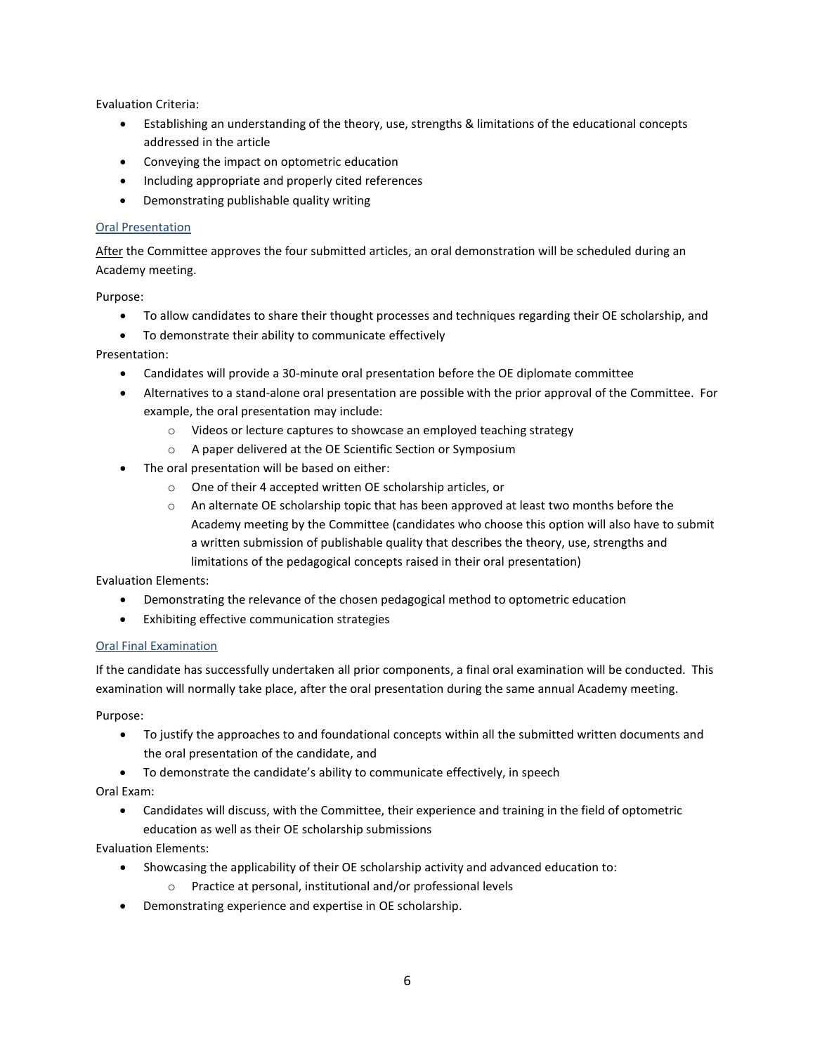Evaluation Criteria:

- Establishing an understanding of the theory, use, strengths & limitations of the educational concepts addressed in the article
- Conveying the impact on optometric education
- Including appropriate and properly cited references
- Demonstrating publishable quality writing

### Oral Presentation

After the Committee approves the four submitted articles, an oral demonstration will be scheduled during an Academy meeting.

Purpose:

- To allow candidates to share their thought processes and techniques regarding their OE scholarship, and
- To demonstrate their ability to communicate effectively

Presentation:

- Candidates will provide a 30-minute oral presentation before the OE diplomate committee
- Alternatives to a stand-alone oral presentation are possible with the prior approval of the Committee. For example, the oral presentation may include:
  - Videos or lecture captures to showcase an employed teaching strategy
  - A paper delivered at the OE Scientific Section or Symposium
- The oral presentation will be based on either:
  - One of their 4 accepted written OE scholarship articles, or
  - An alternate OE scholarship topic that has been approved at least two months before the Academy meeting by the Committee (candidates who choose this option will also have to submit a written submission of publishable quality that describes the theory, use, strengths and limitations of the pedagogical concepts raised in their oral presentation)

Evaluation Elements:

- Demonstrating the relevance of the chosen pedagogical method to optometric education
- Exhibiting effective communication strategies

### Oral Final Examination

If the candidate has successfully undertaken all prior components, a final oral examination will be conducted. This examination will normally take place, after the oral presentation during the same annual Academy meeting.

Purpose:

- To justify the approaches to and foundational concepts within all the submitted written documents and the oral presentation of the candidate, and
- To demonstrate the candidate's ability to communicate effectively, in speech

Oral Exam:

- Candidates will discuss, with the Committee, their experience and training in the field of optometric education as well as their OE scholarship submissions

Evaluation Elements:

- Showcasing the applicability of their OE scholarship activity and advanced education to:
  - Practice at personal, institutional and/or professional levels
- Demonstrating experience and expertise in OE scholarship.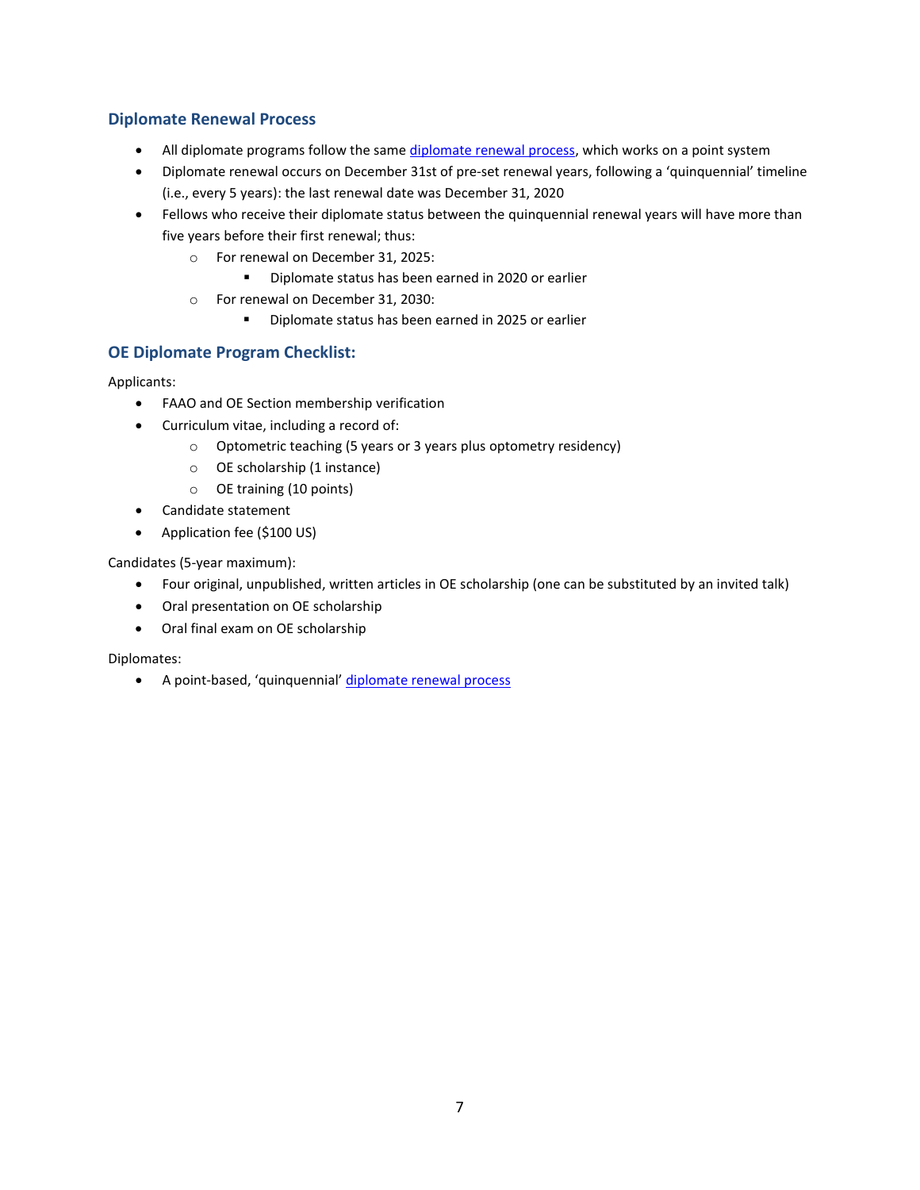## Diplomate Renewal Process

- All diplomate programs follow the same diplomate renewal process, which works on a point system
- Diplomate renewal occurs on December 31st of pre-set renewal years, following a 'quinquennial' timeline (i.e., every 5 years): the last renewal date was December 31, 2020
- Fellows who receive their diplomate status between the quinquennial renewal years will have more than five years before their first renewal; thus:
  - For renewal on December 31, 2025:
    - Diplomate status has been earned in 2020 or earlier
  - For renewal on December 31, 2030:
    - Diplomate status has been earned in 2025 or earlier

## OE Diplomate Program Checklist:

Applicants:

- FAAO and OE Section membership verification
- Curriculum vitae, including a record of:
  - Optometric teaching (5 years or 3 years plus optometry residency)
  - OE scholarship (1 instance)
  - OE training (10 points)
- Candidate statement
- Application fee ($100 US)

Candidates (5-year maximum):

- Four original, unpublished, written articles in OE scholarship (one can be substituted by an invited talk)
- Oral presentation on OE scholarship
- Oral final exam on OE scholarship

Diplomates:

- A point-based, 'quinquennial' diplomate renewal process